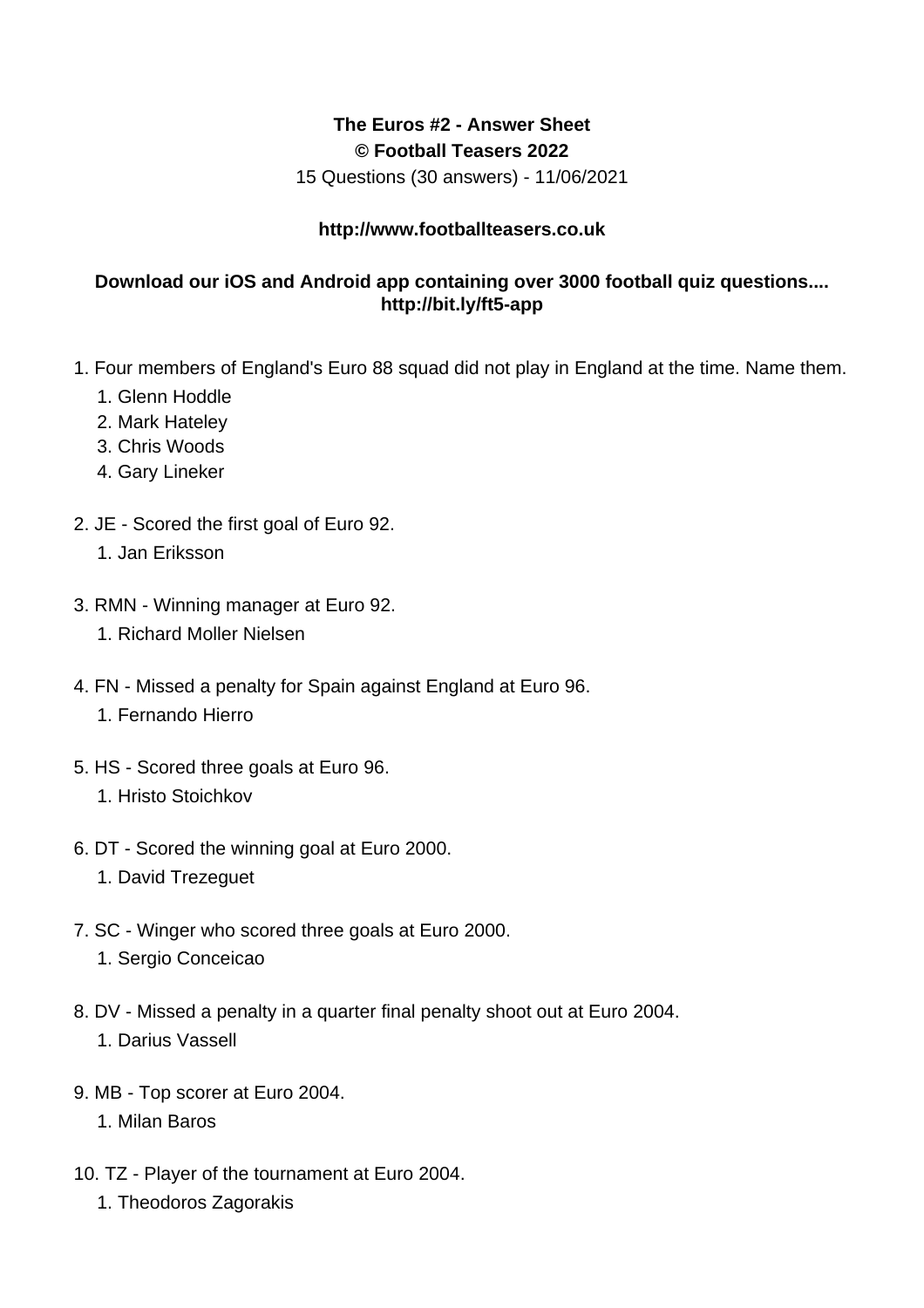**The Euros #2 - Answer Sheet**
**© Football Teasers 2022**
15 Questions (30 answers) - 11/06/2021

**http://www.footballteasers.co.uk**

**Download our iOS and Android app containing over 3000 football quiz questions.... http://bit.ly/ft5-app**

1. Four members of England's Euro 88 squad did not play in England at the time. Name them.
    1. Glenn Hoddle
    2. Mark Hateley
    3. Chris Woods
    4. Gary Lineker
2. JE - Scored the first goal of Euro 92.
    1. Jan Eriksson
3. RMN - Winning manager at Euro 92.
    1. Richard Moller Nielsen
4. FN - Missed a penalty for Spain against England at Euro 96.
    1. Fernando Hierro
5. HS - Scored three goals at Euro 96.
    1. Hristo Stoichkov
6. DT - Scored the winning goal at Euro 2000.
    1. David Trezeguet
7. SC - Winger who scored three goals at Euro 2000.
    1. Sergio Conceicao
8. DV - Missed a penalty in a quarter final penalty shoot out at Euro 2004.
    1. Darius Vassell
9. MB - Top scorer at Euro 2004.
    1. Milan Baros
10. TZ - Player of the tournament at Euro 2004.
    1. Theodoros Zagorakis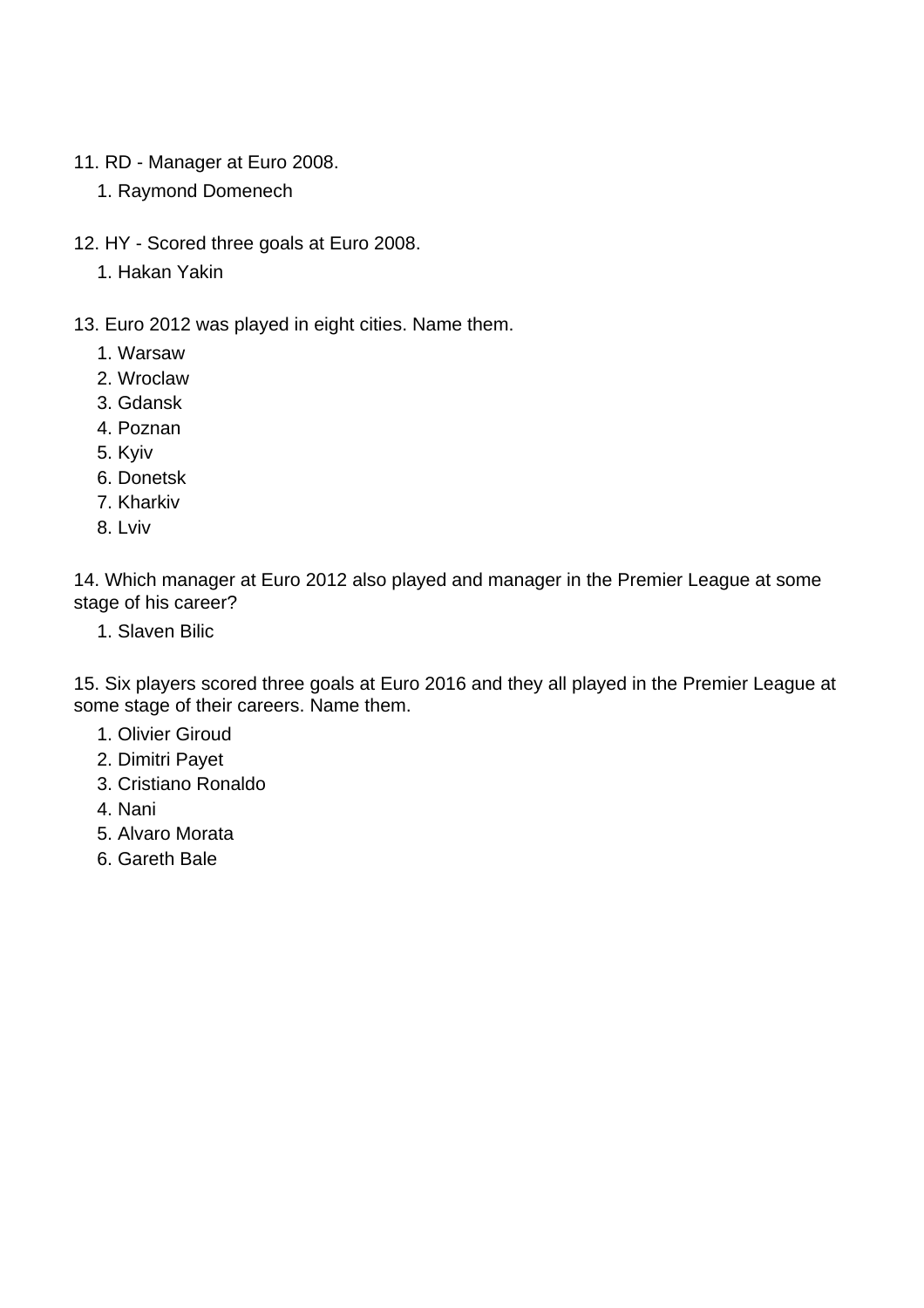11. RD - Manager at Euro 2008.
    1. Raymond Domenech

12. HY - Scored three goals at Euro 2008.
    1. Hakan Yakin

13. Euro 2012 was played in eight cities. Name them.
    1. Warsaw
    2. Wroclaw
    3. Gdansk
    4. Poznan
    5. Kyiv
    6. Donetsk
    7. Kharkiv
    8. Lviv

14. Which manager at Euro 2012 also played and manager in the Premier League at some stage of his career?
    1. Slaven Bilic

15. Six players scored three goals at Euro 2016 and they all played in the Premier League at some stage of their careers. Name them.
    1. Olivier Giroud
    2. Dimitri Payet
    3. Cristiano Ronaldo
    4. Nani
    5. Alvaro Morata
    6. Gareth Bale